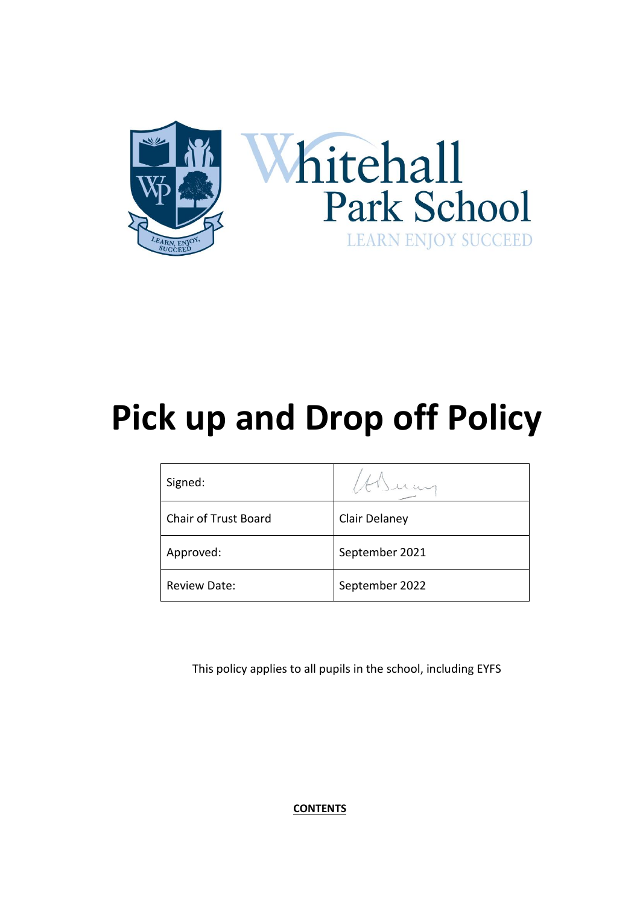Whitehall Park School

LEARN ENJOY SUCCEED

# Pick up and Drop off Policy

| Signed: | |
|---|---|
| Chair of Trust Board | Clair Delaney |
| Approved: | September 2021 |
| Review Date: | September 2022 |

This policy applies to all pupils in the school, including EYFS

**CONTENTS**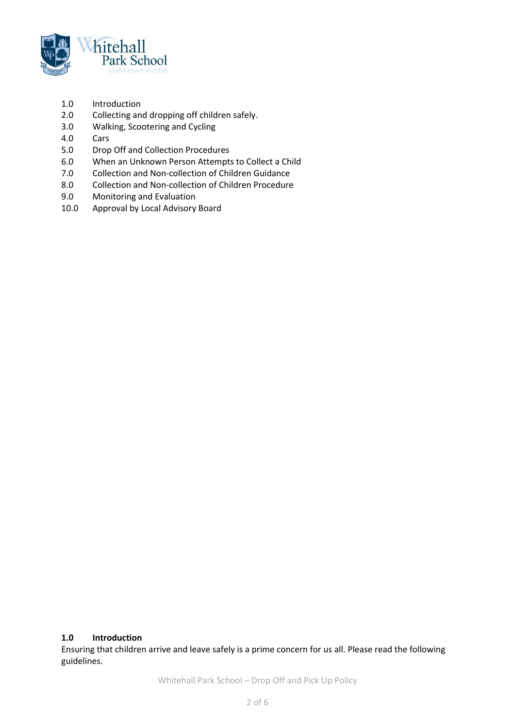1.0 Introduction
2.0 Collecting and dropping off children safely.
3.0 Walking, Scootering and Cycling
4.0 Cars
5.0 Drop Off and Collection Procedures
6.0 When an Unknown Person Attempts to Collect a Child
7.0 Collection and Non-collection of Children Guidance
8.0 Collection and Non-collection of Children Procedure
9.0 Monitoring and Evaluation
10.0 Approval by Local Advisory Board

## 1.0 Introduction

Ensuring that children arrive and leave safely is a prime concern for us all. Please read the following guidelines.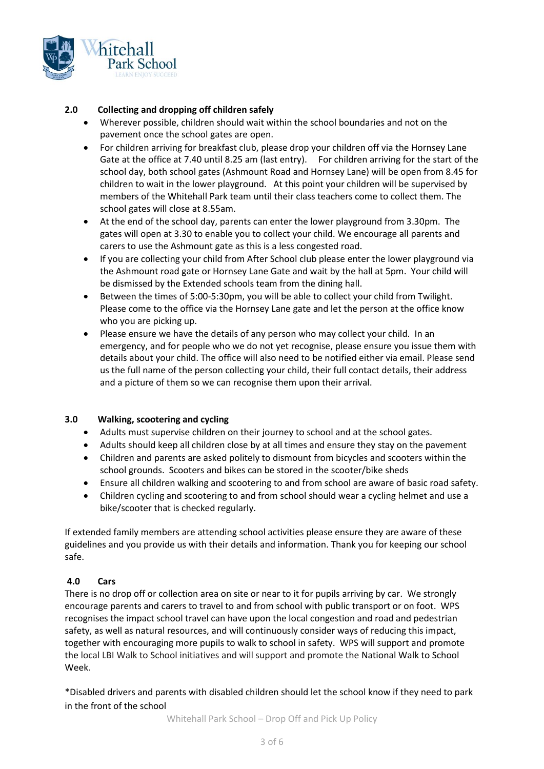## 2.0 Collecting and dropping off children safely

- Wherever possible, children should wait within the school boundaries and not on the pavement once the school gates are open.
- For children arriving for breakfast club, please drop your children off via the Hornsey Lane Gate at the office at 7.40 until 8.25 am (last entry). For children arriving for the start of the school day, both school gates (Ashmount Road and Hornsey Lane) will be open from 8.45 for children to wait in the lower playground. At this point your children will be supervised by members of the Whitehall Park team until their class teachers come to collect them. The school gates will close at 8.55am.
- At the end of the school day, parents can enter the lower playground from 3.30pm. The gates will open at 3.30 to enable you to collect your child. We encourage all parents and carers to use the Ashmount gate as this is a less congested road.
- If you are collecting your child from After School club please enter the lower playground via the Ashmount road gate or Hornsey Lane Gate and wait by the hall at 5pm. Your child will be dismissed by the Extended schools team from the dining hall.
- Between the times of 5:00-5:30pm, you will be able to collect your child from Twilight. Please come to the office via the Hornsey Lane gate and let the person at the office know who you are picking up.
- Please ensure we have the details of any person who may collect your child. In an emergency, and for people who we do not yet recognise, please ensure you issue them with details about your child. The office will also need to be notified either via email. Please send us the full name of the person collecting your child, their full contact details, their address and a picture of them so we can recognise them upon their arrival.

## 3.0 Walking, scootering and cycling

- Adults must supervise children on their journey to school and at the school gates.
- Adults should keep all children close by at all times and ensure they stay on the pavement
- Children and parents are asked politely to dismount from bicycles and scooters within the school grounds. Scooters and bikes can be stored in the scooter/bike sheds
- Ensure all children walking and scootering to and from school are aware of basic road safety.
- Children cycling and scootering to and from school should wear a cycling helmet and use a bike/scooter that is checked regularly.

If extended family members are attending school activities please ensure they are aware of these guidelines and you provide us with their details and information. Thank you for keeping our school safe.

## 4.0 Cars

There is no drop off or collection area on site or near to it for pupils arriving by car. We strongly encourage parents and carers to travel to and from school with public transport or on foot. WPS recognises the impact school travel can have upon the local congestion and road and pedestrian safety, as well as natural resources, and will continuously consider ways of reducing this impact, together with encouraging more pupils to walk to school in safety. WPS will support and promote the local LBI Walk to School initiatives and will support and promote the National Walk to School Week.

*Disabled drivers and parents with disabled children should let the school know if they need to park in the front of the school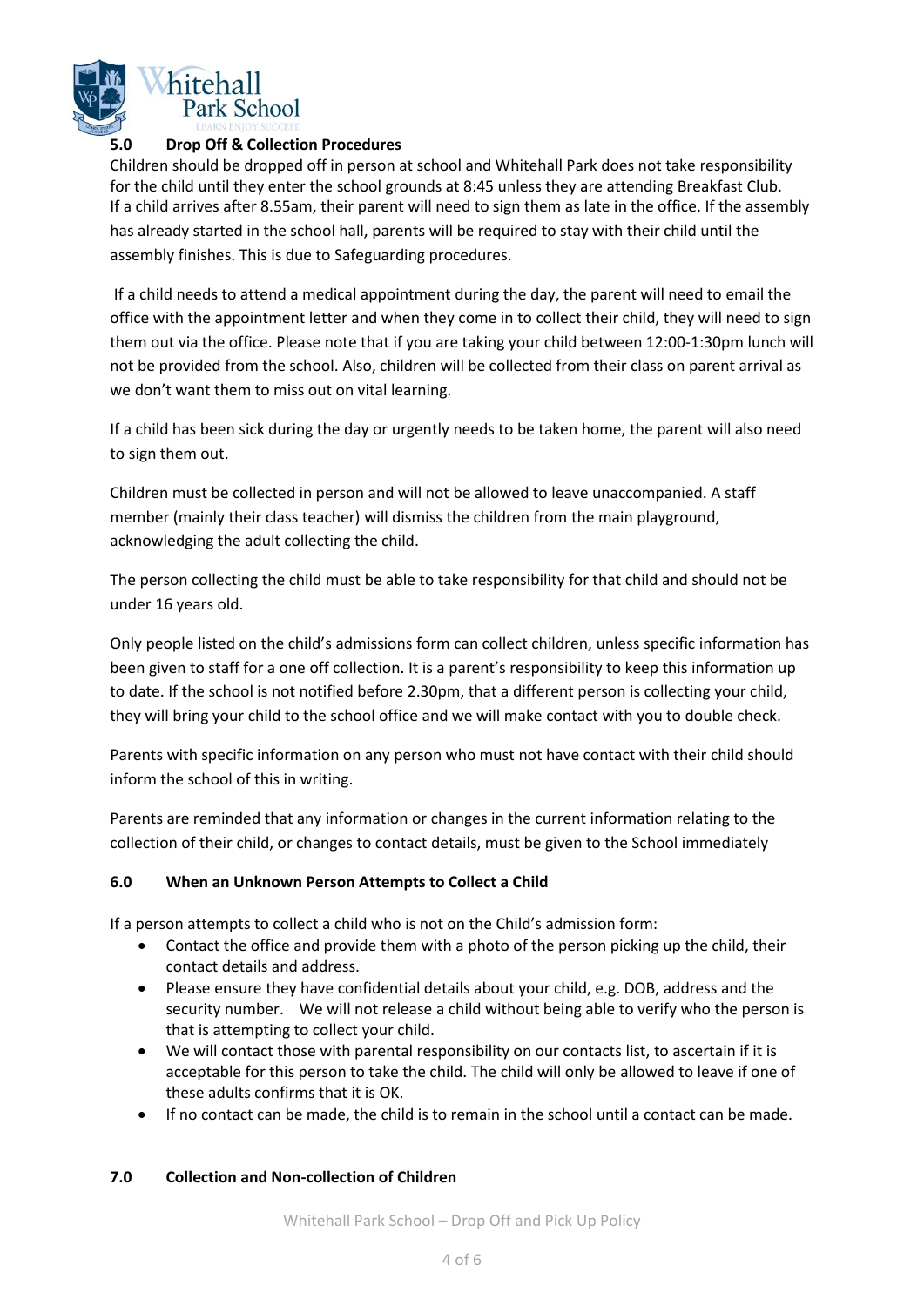## 5.0 Drop Off & Collection Procedures

Children should be dropped off in person at school and Whitehall Park does not take responsibility for the child until they enter the school grounds at 8:45 unless they are attending Breakfast Club. If a child arrives after 8.55am, their parent will need to sign them as late in the office. If the assembly has already started in the school hall, parents will be required to stay with their child until the assembly finishes. This is due to Safeguarding procedures.

If a child needs to attend a medical appointment during the day, the parent will need to email the office with the appointment letter and when they come in to collect their child, they will need to sign them out via the office. Please note that if you are taking your child between 12:00-1:30pm lunch will not be provided from the school. Also, children will be collected from their class on parent arrival as we don't want them to miss out on vital learning.

If a child has been sick during the day or urgently needs to be taken home, the parent will also need to sign them out.

Children must be collected in person and will not be allowed to leave unaccompanied. A staff member (mainly their class teacher) will dismiss the children from the main playground, acknowledging the adult collecting the child.

The person collecting the child must be able to take responsibility for that child and should not be under 16 years old.

Only people listed on the child's admissions form can collect children, unless specific information has been given to staff for a one off collection. It is a parent's responsibility to keep this information up to date. If the school is not notified before 2.30pm, that a different person is collecting your child, they will bring your child to the school office and we will make contact with you to double check.

Parents with specific information on any person who must not have contact with their child should inform the school of this in writing.

Parents are reminded that any information or changes in the current information relating to the collection of their child, or changes to contact details, must be given to the School immediately

## 6.0 When an Unknown Person Attempts to Collect a Child

If a person attempts to collect a child who is not on the Child's admission form:

- Contact the office and provide them with a photo of the person picking up the child, their contact details and address.
- Please ensure they have confidential details about your child, e.g. DOB, address and the security number. We will not release a child without being able to verify who the person is that is attempting to collect your child.
- We will contact those with parental responsibility on our contacts list, to ascertain if it is acceptable for this person to take the child. The child will only be allowed to leave if one of these adults confirms that it is OK.
- If no contact can be made, the child is to remain in the school until a contact can be made.

## 7.0 Collection and Non-collection of Children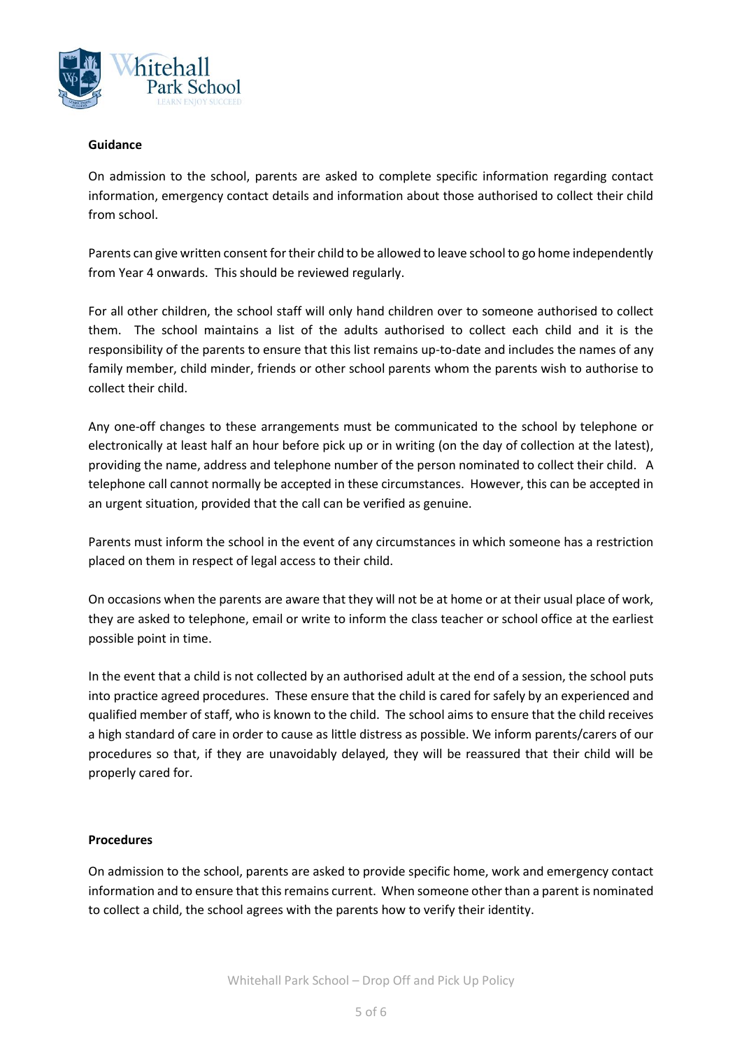**Guidance**

On admission to the school, parents are asked to complete specific information regarding contact information, emergency contact details and information about those authorised to collect their child from school.

Parents can give written consent for their child to be allowed to leave school to go home independently from Year 4 onwards. This should be reviewed regularly.

For all other children, the school staff will only hand children over to someone authorised to collect them. The school maintains a list of the adults authorised to collect each child and it is the responsibility of the parents to ensure that this list remains up-to-date and includes the names of any family member, child minder, friends or other school parents whom the parents wish to authorise to collect their child.

Any one-off changes to these arrangements must be communicated to the school by telephone or electronically at least half an hour before pick up or in writing (on the day of collection at the latest), providing the name, address and telephone number of the person nominated to collect their child. A telephone call cannot normally be accepted in these circumstances. However, this can be accepted in an urgent situation, provided that the call can be verified as genuine.

Parents must inform the school in the event of any circumstances in which someone has a restriction placed on them in respect of legal access to their child.

On occasions when the parents are aware that they will not be at home or at their usual place of work, they are asked to telephone, email or write to inform the class teacher or school office at the earliest possible point in time.

In the event that a child is not collected by an authorised adult at the end of a session, the school puts into practice agreed procedures. These ensure that the child is cared for safely by an experienced and qualified member of staff, who is known to the child. The school aims to ensure that the child receives a high standard of care in order to cause as little distress as possible. We inform parents/carers of our procedures so that, if they are unavoidably delayed, they will be reassured that their child will be properly cared for.

**Procedures**

On admission to the school, parents are asked to provide specific home, work and emergency contact information and to ensure that this remains current. When someone other than a parent is nominated to collect a child, the school agrees with the parents how to verify their identity.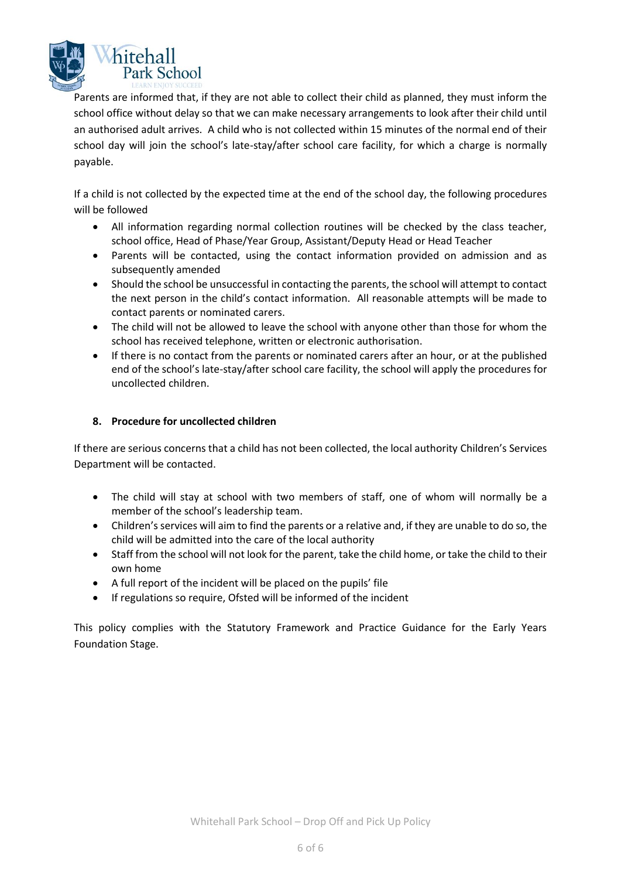Parents are informed that, if they are not able to collect their child as planned, they must inform the school office without delay so that we can make necessary arrangements to look after their child until an authorised adult arrives. A child who is not collected within 15 minutes of the normal end of their school day will join the school's late-stay/after school care facility, for which a charge is normally payable.

If a child is not collected by the expected time at the end of the school day, the following procedures will be followed

- All information regarding normal collection routines will be checked by the class teacher, school office, Head of Phase/Year Group, Assistant/Deputy Head or Head Teacher
- Parents will be contacted, using the contact information provided on admission and as subsequently amended
- Should the school be unsuccessful in contacting the parents, the school will attempt to contact the next person in the child's contact information. All reasonable attempts will be made to contact parents or nominated carers.
- The child will not be allowed to leave the school with anyone other than those for whom the school has received telephone, written or electronic authorisation.
- If there is no contact from the parents or nominated carers after an hour, or at the published end of the school's late-stay/after school care facility, the school will apply the procedures for uncollected children.

## 8. Procedure for uncollected children

If there are serious concerns that a child has not been collected, the local authority Children's Services Department will be contacted.

- The child will stay at school with two members of staff, one of whom will normally be a member of the school's leadership team.
- Children's services will aim to find the parents or a relative and, if they are unable to do so, the child will be admitted into the care of the local authority
- Staff from the school will not look for the parent, take the child home, or take the child to their own home
- A full report of the incident will be placed on the pupils' file
- If regulations so require, Ofsted will be informed of the incident

This policy complies with the Statutory Framework and Practice Guidance for the Early Years Foundation Stage.